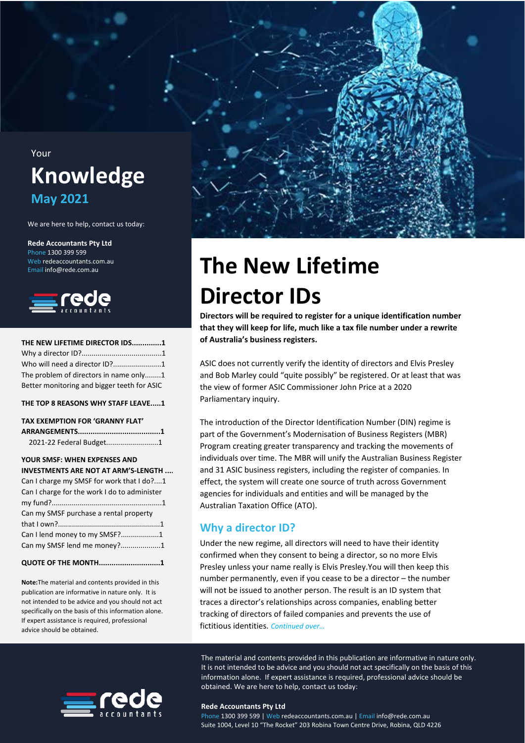Your

# Knowledge

## May 2021

We are here to help, contact us today:

**Rede Accountants Pty Ltd**
Phone 1300 399 599
Web redeaccountants.com.au
Email info@rede.com.au

**THE NEW LIFETIME DIRECTOR IDS..............1**
Why a director ID?........................................1
Who will need a director ID?........................1
The problem of directors in name only........1
Better monitoring and bigger teeth for ASIC

**THE TOP 8 REASONS WHY STAFF LEAVE.....1**

**TAX EXEMPTION FOR 'GRANNY FLAT' ARRANGEMENTS.......................................1**
2021-22 Federal Budget..........................1

**YOUR SMSF: WHEN EXPENSES AND INVESTMENTS ARE NOT AT ARM'S-LENGTH ....**
Can I charge my SMSF for work that I do?....1
Can I charge for the work I do to administer my fund?........................................................1
Can my SMSF purchase a rental property that I own?...................................................1
Can I lend money to my SMSF?...................1
Can my SMSF lend me money?....................1

**QUOTE OF THE MONTH.............................1**

**Note:** The material and contents provided in this publication are informative in nature only. It is not intended to be advice and you should not act specifically on the basis of this information alone. If expert assistance is required, professional advice should be obtained.

# The New Lifetime Director IDs

**Directors will be required to register for a unique identification number that they will keep for life, much like a tax file number under a rewrite of Australia's business registers.**

ASIC does not currently verify the identity of directors and Elvis Presley and Bob Marley could "quite possibly" be registered. Or at least that was the view of former ASIC Commissioner John Price at a 2020 Parliamentary inquiry.

The introduction of the Director Identification Number (DIN) regime is part of the Government's Modernisation of Business Registers (MBR) Program creating greater transparency and tracking the movements of individuals over time. The MBR will unify the Australian Business Register and 31 ASIC business registers, including the register of companies. In effect, the system will create one source of truth across Government agencies for individuals and entities and will be managed by the Australian Taxation Office (ATO).

## Why a director ID?

Under the new regime, all directors will need to have their identity confirmed when they consent to being a director, so no more Elvis Presley unless your name really is Elvis Presley.You will then keep this number permanently, even if you cease to be a director – the number will not be issued to another person. The result is an ID system that traces a director's relationships across companies, enabling better tracking of directors of failed companies and prevents the use of fictitious identities. *Continued over…*

The material and contents provided in this publication are informative in nature only. It is not intended to be advice and you should not act specifically on the basis of this information alone. If expert assistance is required, professional advice should be obtained. We are here to help, contact us today:

**Rede Accountants Pty Ltd**
Phone 1300 399 599 | Web redeaccountants.com.au | Email info@rede.com.au
Suite 1004, Level 10 "The Rocket" 203 Robina Town Centre Drive, Robina, QLD 4226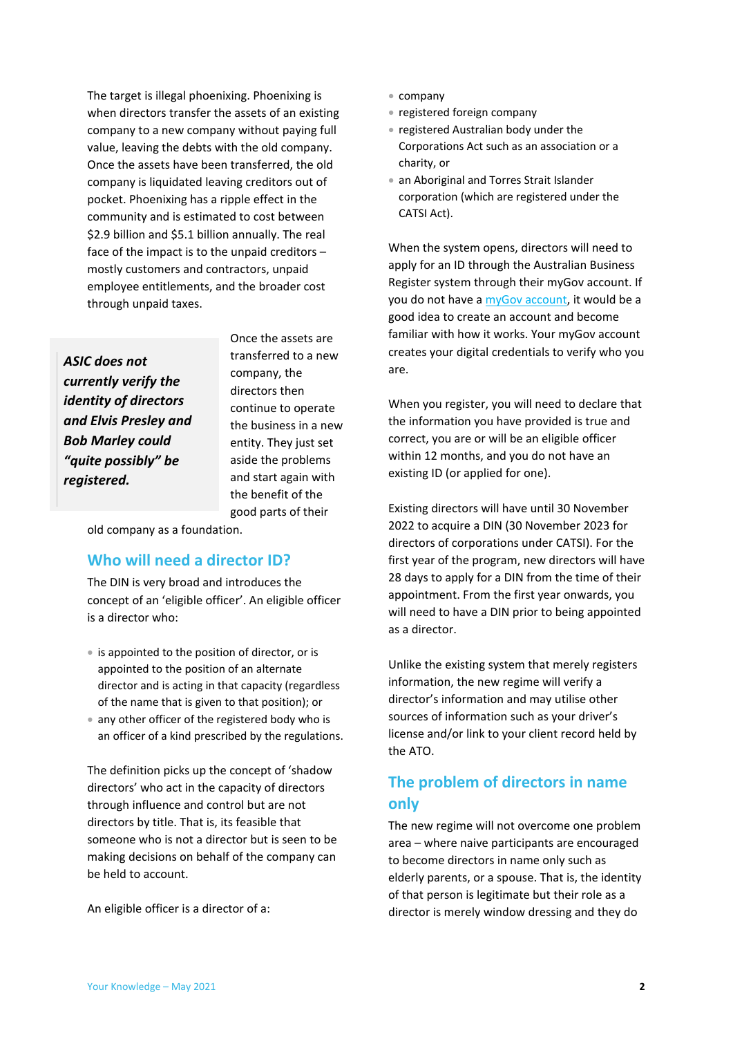The target is illegal phoenixing. Phoenixing is when directors transfer the assets of an existing company to a new company without paying full value, leaving the debts with the old company. Once the assets have been transferred, the old company is liquidated leaving creditors out of pocket. Phoenixing has a ripple effect in the community and is estimated to cost between $2.9 billion and $5.1 billion annually. The real face of the impact is to the unpaid creditors – mostly customers and contractors, unpaid employee entitlements, and the broader cost through unpaid taxes.

> ***ASIC does not currently verify the identity of directors and Elvis Presley and Bob Marley could "quite possibly" be registered.***

Once the assets are transferred to a new company, the directors then continue to operate the business in a new entity. They just set aside the problems and start again with the benefit of the good parts of their old company as a foundation.

## Who will need a director ID?

The DIN is very broad and introduces the concept of an 'eligible officer'. An eligible officer is a director who:

- is appointed to the position of director, or is appointed to the position of an alternate director and is acting in that capacity (regardless of the name that is given to that position); or
- any other officer of the registered body who is an officer of a kind prescribed by the regulations.

The definition picks up the concept of 'shadow directors' who act in the capacity of directors through influence and control but are not directors by title. That is, its feasible that someone who is not a director but is seen to be making decisions on behalf of the company can be held to account.

An eligible officer is a director of a:

- company
- registered foreign company
- registered Australian body under the Corporations Act such as an association or a charity, or
- an Aboriginal and Torres Strait Islander corporation (which are registered under the CATSI Act).

When the system opens, directors will need to apply for an ID through the Australian Business Register system through their myGov account. If you do not have a [myGov account](), it would be a good idea to create an account and become familiar with how it works. Your myGov account creates your digital credentials to verify who you are.

When you register, you will need to declare that the information you have provided is true and correct, you are or will be an eligible officer within 12 months, and you do not have an existing ID (or applied for one).

Existing directors will have until 30 November 2022 to acquire a DIN (30 November 2023 for directors of corporations under CATSI). For the first year of the program, new directors will have 28 days to apply for a DIN from the time of their appointment. From the first year onwards, you will need to have a DIN prior to being appointed as a director.

Unlike the existing system that merely registers information, the new regime will verify a director's information and may utilise other sources of information such as your driver's license and/or link to your client record held by the ATO.

## The problem of directors in name only

The new regime will not overcome one problem area – where naive participants are encouraged to become directors in name only such as elderly parents, or a spouse. That is, the identity of that person is legitimate but their role as a director is merely window dressing and they do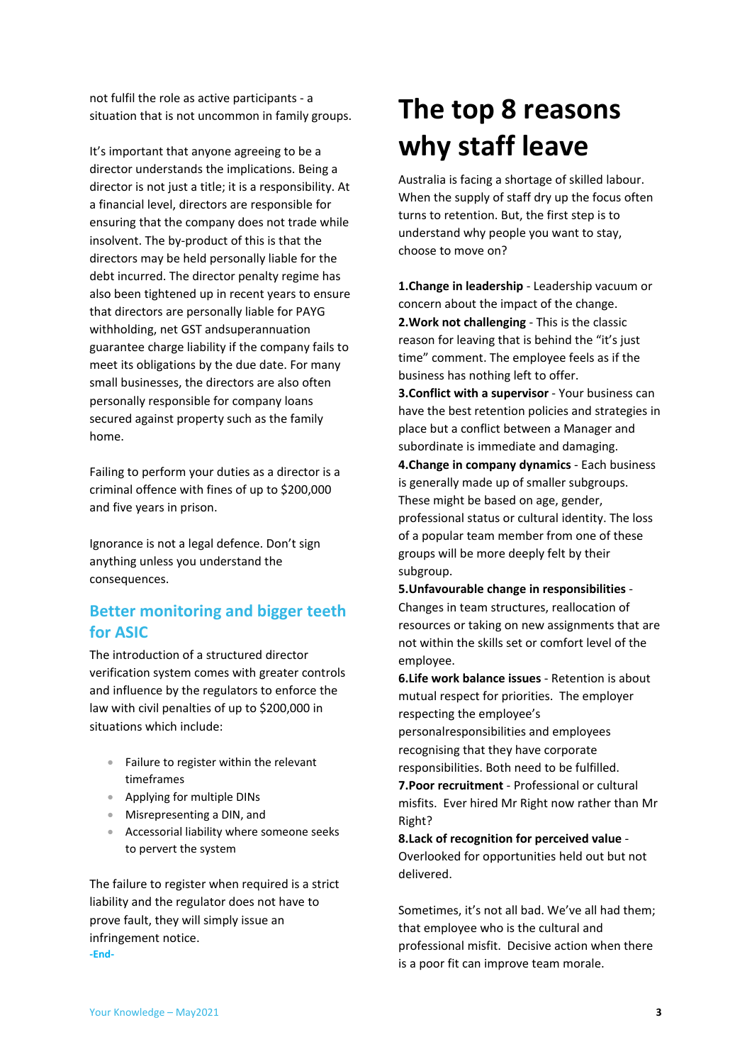not fulfil the role as active participants - a situation that is not uncommon in family groups.

It's important that anyone agreeing to be a director understands the implications. Being a director is not just a title; it is a responsibility. At a financial level, directors are responsible for ensuring that the company does not trade while insolvent. The by-product of this is that the directors may be held personally liable for the debt incurred. The director penalty regime has also been tightened up in recent years to ensure that directors are personally liable for PAYG withholding, net GST andsuperannuation guarantee charge liability if the company fails to meet its obligations by the due date. For many small businesses, the directors are also often personally responsible for company loans secured against property such as the family home.

Failing to perform your duties as a director is a criminal offence with fines of up to $200,000 and five years in prison.

Ignorance is not a legal defence. Don't sign anything unless you understand the consequences.

## Better monitoring and bigger teeth for ASIC

The introduction of a structured director verification system comes with greater controls and influence by the regulators to enforce the law with civil penalties of up to $200,000 in situations which include:

- Failure to register within the relevant timeframes
- Applying for multiple DINs
- Misrepresenting a DIN, and
- Accessorial liability where someone seeks to pervert the system

The failure to register when required is a strict liability and the regulator does not have to prove fault, they will simply issue an infringement notice.

-End-

# The top 8 reasons why staff leave

Australia is facing a shortage of skilled labour. When the supply of staff dry up the focus often turns to retention. But, the first step is to understand why people you want to stay, choose to move on?

**1.Change in leadership** - Leadership vacuum or concern about the impact of the change.

**2.Work not challenging** - This is the classic reason for leaving that is behind the "it's just time" comment. The employee feels as if the business has nothing left to offer.

**3.Conflict with a supervisor** - Your business can have the best retention policies and strategies in place but a conflict between a Manager and subordinate is immediate and damaging.

**4.Change in company dynamics** - Each business is generally made up of smaller subgroups. These might be based on age, gender, professional status or cultural identity. The loss of a popular team member from one of these groups will be more deeply felt by their subgroup.

**5.Unfavourable change in responsibilities** - Changes in team structures, reallocation of resources or taking on new assignments that are not within the skills set or comfort level of the employee.

**6.Life work balance issues** - Retention is about mutual respect for priorities. The employer respecting the employee's personalresponsibilities and employees recognising that they have corporate responsibilities. Both need to be fulfilled.

**7.Poor recruitment** - Professional or cultural misfits. Ever hired Mr Right now rather than Mr Right?

**8.Lack of recognition for perceived value** - Overlooked for opportunities held out but not delivered.

Sometimes, it's not all bad. We've all had them; that employee who is the cultural and professional misfit. Decisive action when there is a poor fit can improve team morale.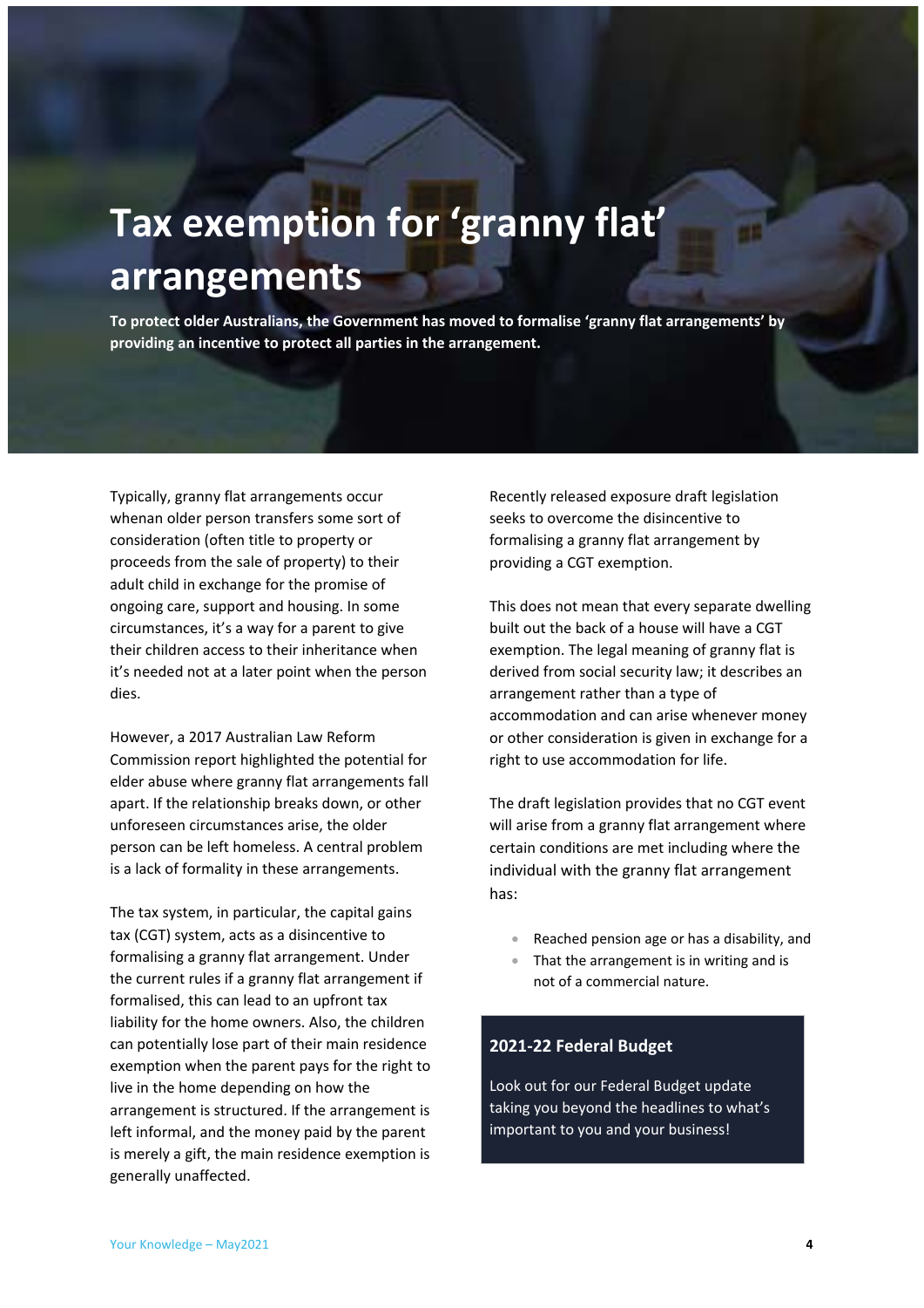# Tax exemption for 'granny flat' arrangements

**To protect older Australians, the Government has moved to formalise 'granny flat arrangements' by providing an incentive to protect all parties in the arrangement.**

Typically, granny flat arrangements occur whenan older person transfers some sort of consideration (often title to property or proceeds from the sale of property) to their adult child in exchange for the promise of ongoing care, support and housing. In some circumstances, it's a way for a parent to give their children access to their inheritance when it's needed not at a later point when the person dies.

However, a 2017 Australian Law Reform Commission report highlighted the potential for elder abuse where granny flat arrangements fall apart. If the relationship breaks down, or other unforeseen circumstances arise, the older person can be left homeless. A central problem is a lack of formality in these arrangements.

The tax system, in particular, the capital gains tax (CGT) system, acts as a disincentive to formalising a granny flat arrangement. Under the current rules if a granny flat arrangement if formalised, this can lead to an upfront tax liability for the home owners. Also, the children can potentially lose part of their main residence exemption when the parent pays for the right to live in the home depending on how the arrangement is structured. If the arrangement is left informal, and the money paid by the parent is merely a gift, the main residence exemption is generally unaffected.

Recently released exposure draft legislation seeks to overcome the disincentive to formalising a granny flat arrangement by providing a CGT exemption.

This does not mean that every separate dwelling built out the back of a house will have a CGT exemption. The legal meaning of granny flat is derived from social security law; it describes an arrangement rather than a type of accommodation and can arise whenever money or other consideration is given in exchange for a right to use accommodation for life.

The draft legislation provides that no CGT event will arise from a granny flat arrangement where certain conditions are met including where the individual with the granny flat arrangement has:

- Reached pension age or has a disability, and
- That the arrangement is in writing and is not of a commercial nature.

**2021-22 Federal Budget**

Look out for our Federal Budget update taking you beyond the headlines to what's important to you and your business!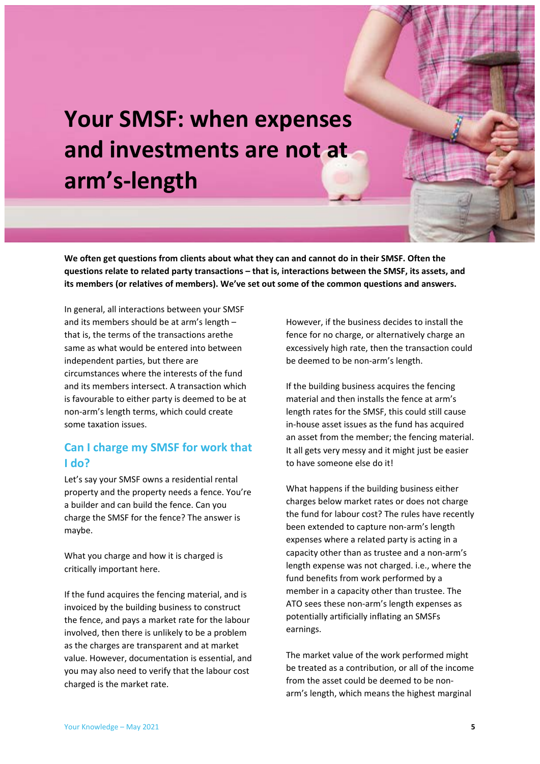# Your SMSF: when expenses and investments are not at arm's-length

**We often get questions from clients about what they can and cannot do in their SMSF. Often the questions relate to related party transactions – that is, interactions between the SMSF, its assets, and its members (or relatives of members). We've set out some of the common questions and answers.**

In general, all interactions between your SMSF and its members should be at arm's length – that is, the terms of the transactions arethe same as what would be entered into between independent parties, but there are circumstances where the interests of the fund and its members intersect. A transaction which is favourable to either party is deemed to be at non-arm's length terms, which could create some taxation issues.

## Can I charge my SMSF for work that I do?

Let's say your SMSF owns a residential rental property and the property needs a fence. You're a builder and can build the fence. Can you charge the SMSF for the fence? The answer is maybe.

What you charge and how it is charged is critically important here.

If the fund acquires the fencing material, and is invoiced by the building business to construct the fence, and pays a market rate for the labour involved, then there is unlikely to be a problem as the charges are transparent and at market value. However, documentation is essential, and you may also need to verify that the labour cost charged is the market rate.

However, if the business decides to install the fence for no charge, or alternatively charge an excessively high rate, then the transaction could be deemed to be non-arm's length.

If the building business acquires the fencing material and then installs the fence at arm's length rates for the SMSF, this could still cause in-house asset issues as the fund has acquired an asset from the member; the fencing material. It all gets very messy and it might just be easier to have someone else do it!

What happens if the building business either charges below market rates or does not charge the fund for labour cost? The rules have recently been extended to capture non-arm's length expenses where a related party is acting in a capacity other than as trustee and a non-arm's length expense was not charged. i.e., where the fund benefits from work performed by a member in a capacity other than trustee. The ATO sees these non-arm's length expenses as potentially artificially inflating an SMSFs earnings.

The market value of the work performed might be treated as a contribution, or all of the income from the asset could be deemed to be non-arm's length, which means the highest marginal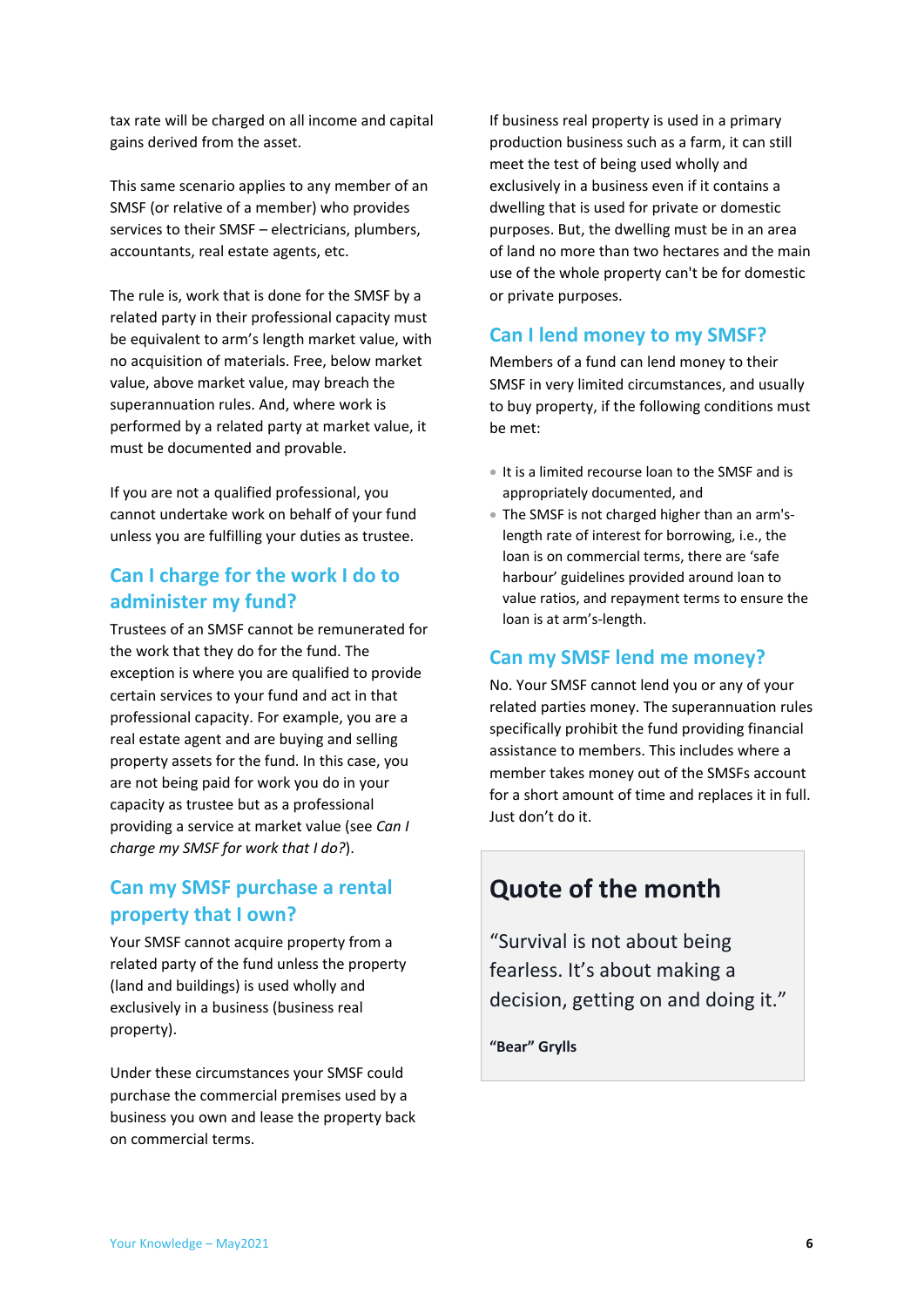tax rate will be charged on all income and capital gains derived from the asset.

This same scenario applies to any member of an SMSF (or relative of a member) who provides services to their SMSF – electricians, plumbers, accountants, real estate agents, etc.

The rule is, work that is done for the SMSF by a related party in their professional capacity must be equivalent to arm's length market value, with no acquisition of materials. Free, below market value, above market value, may breach the superannuation rules. And, where work is performed by a related party at market value, it must be documented and provable.

If you are not a qualified professional, you cannot undertake work on behalf of your fund unless you are fulfilling your duties as trustee.

## Can I charge for the work I do to administer my fund?

Trustees of an SMSF cannot be remunerated for the work that they do for the fund. The exception is where you are qualified to provide certain services to your fund and act in that professional capacity. For example, you are a real estate agent and are buying and selling property assets for the fund. In this case, you are not being paid for work you do in your capacity as trustee but as a professional providing a service at market value (see *Can I charge my SMSF for work that I do?*).

## Can my SMSF purchase a rental property that I own?

Your SMSF cannot acquire property from a related party of the fund unless the property (land and buildings) is used wholly and exclusively in a business (business real property).

Under these circumstances your SMSF could purchase the commercial premises used by a business you own and lease the property back on commercial terms.

If business real property is used in a primary production business such as a farm, it can still meet the test of being used wholly and exclusively in a business even if it contains a dwelling that is used for private or domestic purposes. But, the dwelling must be in an area of land no more than two hectares and the main use of the whole property can't be for domestic or private purposes.

## Can I lend money to my SMSF?

Members of a fund can lend money to their SMSF in very limited circumstances, and usually to buy property, if the following conditions must be met:

- It is a limited recourse loan to the SMSF and is appropriately documented, and
- The SMSF is not charged higher than an arm's-length rate of interest for borrowing, i.e., the loan is on commercial terms, there are 'safe harbour' guidelines provided around loan to value ratios, and repayment terms to ensure the loan is at arm's-length.

## Can my SMSF lend me money?

No. Your SMSF cannot lend you or any of your related parties money. The superannuation rules specifically prohibit the fund providing financial assistance to members. This includes where a member takes money out of the SMSFs account for a short amount of time and replaces it in full. Just don't do it.

## Quote of the month

"Survival is not about being fearless. It's about making a decision, getting on and doing it."

**"Bear" Grylls**